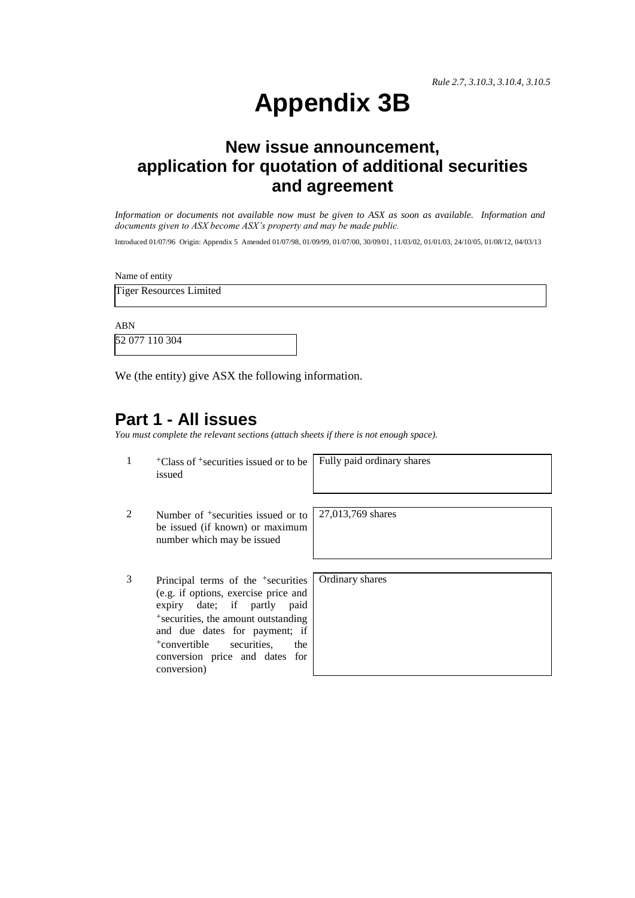*Rule 2.7, 3.10.3, 3.10.4, 3.10.5*

# Appendix 3B

## New issue announcement, application for quotation of additional securities and agreement

*Information or documents not available now must be given to ASX as soon as available. Information and documents given to ASX become ASX's property and may be made public.*

Introduced 01/07/96 Origin: Appendix 5 Amended 01/07/98, 01/09/99, 01/07/00, 30/09/01, 11/03/02, 01/01/03, 24/10/05, 01/08/12, 04/03/13

Name of entity

Tiger Resources Limited

ABN

52 077 110 304

We (the entity) give ASX the following information.

## Part 1 - All issues

*You must complete the relevant sections (attach sheets if there is not enough space).*

| | | |
|---|---|---|
| 1 | +Class of +securities issued or to be issued | Fully paid ordinary shares |
| 2 | Number of +securities issued or to be issued (if known) or maximum number which may be issued | 27,013,769 shares |
| 3 | Principal terms of the +securities (e.g. if options, exercise price and expiry date; if partly paid +securities, the amount outstanding and due dates for payment; if +convertible securities, the conversion price and dates for conversion) | Ordinary shares |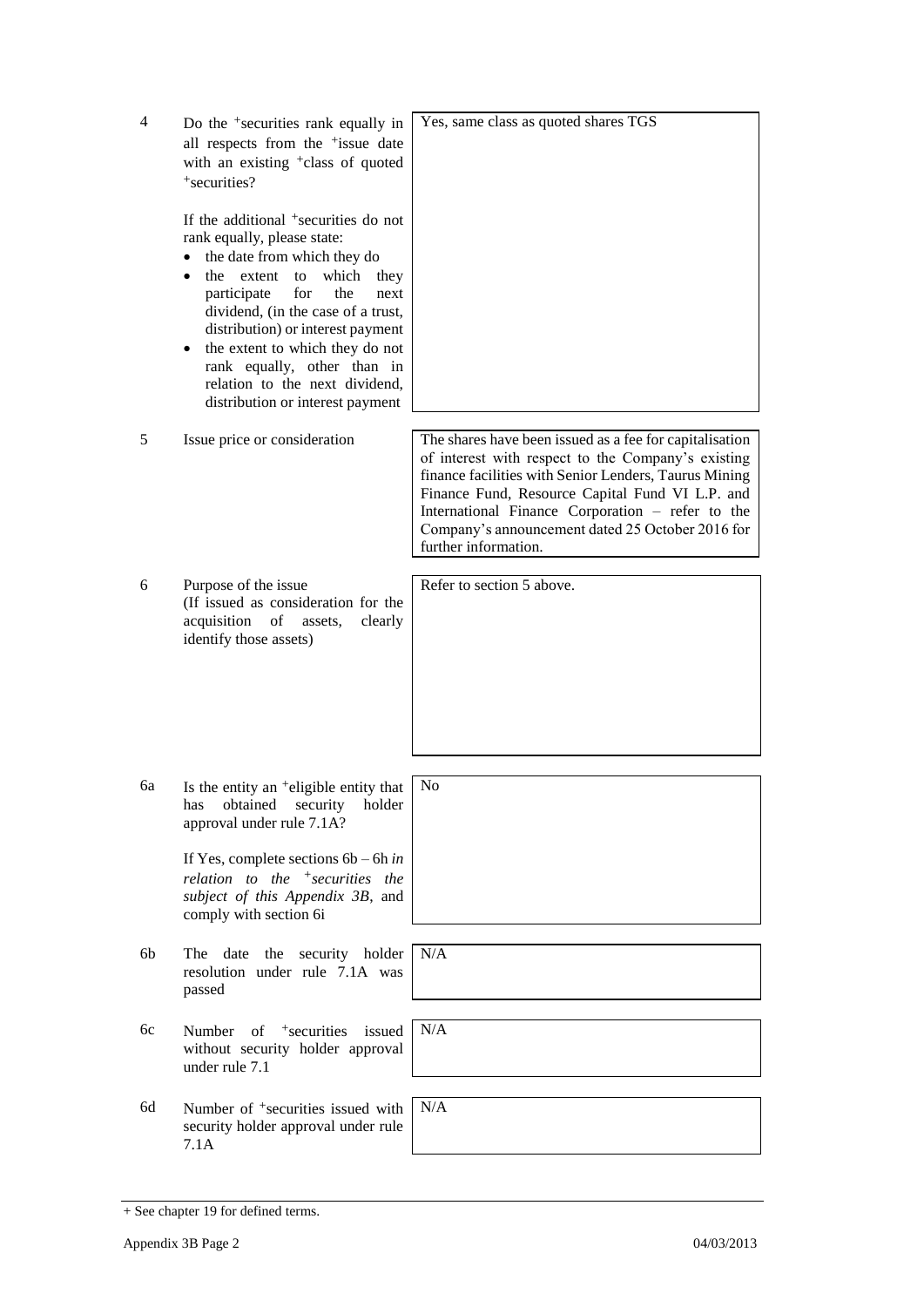| | | |
|---|---|---|
| 4 | Do the +securities rank equally in all respects from the +issue date with an existing +class of quoted +securities?<br><br>If the additional +securities do not rank equally, please state:<br>• the date from which they do<br>• the extent to which they participate for the next dividend, (in the case of a trust, distribution) or interest payment<br>• the extent to which they do not rank equally, other than in relation to the next dividend, distribution or interest payment | Yes, same class as quoted shares TGS |
| 5 | Issue price or consideration | The shares have been issued as a fee for capitalisation of interest with respect to the Company's existing finance facilities with Senior Lenders, Taurus Mining Finance Fund, Resource Capital Fund VI L.P. and International Finance Corporation – refer to the Company's announcement dated 25 October 2016 for further information. |
| 6 | Purpose of the issue<br>(If issued as consideration for the acquisition of assets, clearly identify those assets) | Refer to section 5 above. |
| 6a | Is the entity an +eligible entity that has obtained security holder approval under rule 7.1A?<br><br>If Yes, complete sections 6b – 6h *in relation to the +securities the subject of this Appendix 3B*, and comply with section 6i | No |
| 6b | The date the security holder resolution under rule 7.1A was passed | N/A |
| 6c | Number of +securities issued without security holder approval under rule 7.1 | N/A |
| 6d | Number of +securities issued with security holder approval under rule 7.1A | N/A |

+ See chapter 19 for defined terms.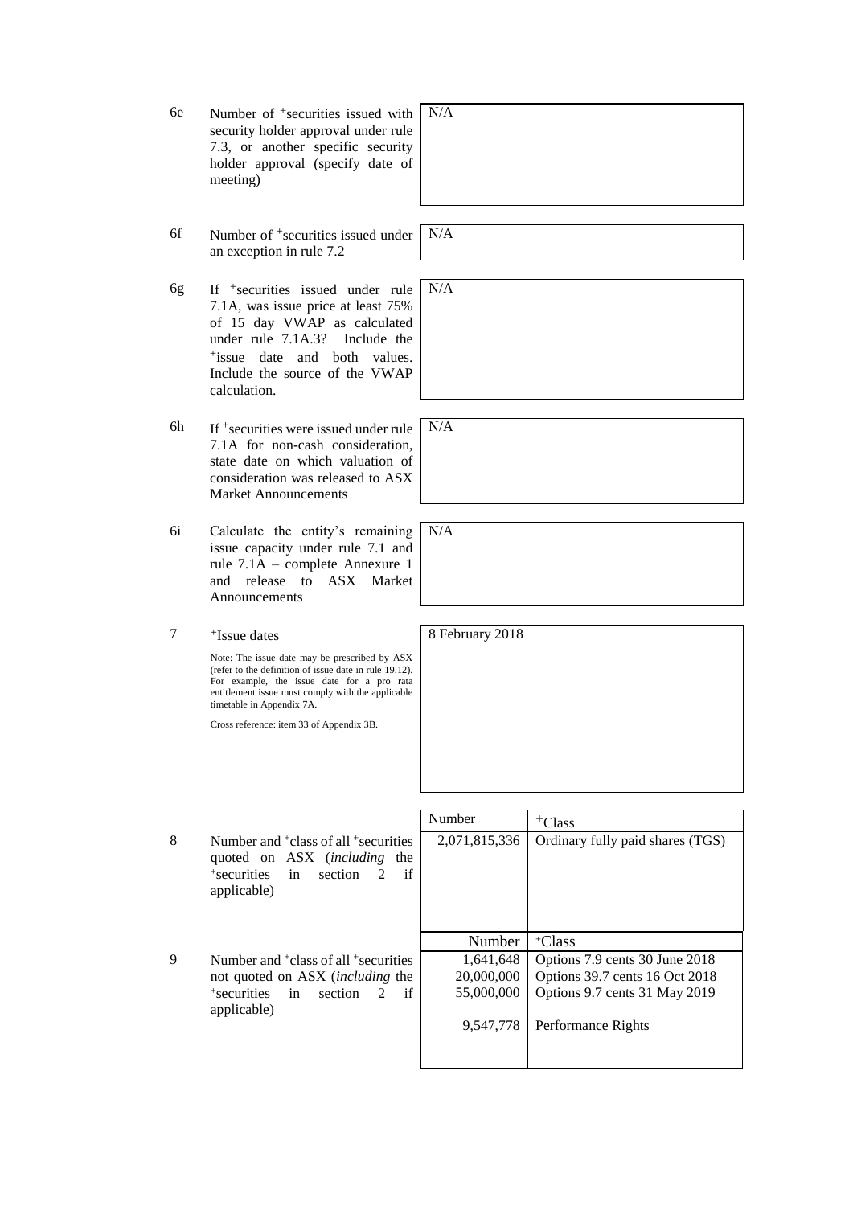| | | |
|---|---|---|
| 6e | Number of +securities issued with security holder approval under rule 7.3, or another specific security holder approval (specify date of meeting) | N/A |
| 6f | Number of +securities issued under an exception in rule 7.2 | N/A |
| 6g | If +securities issued under rule 7.1A, was issue price at least 75% of 15 day VWAP as calculated under rule 7.1A.3? Include the +issue date and both values. Include the source of the VWAP calculation. | N/A |
| 6h | If +securities were issued under rule 7.1A for non-cash consideration, state date on which valuation of consideration was released to ASX Market Announcements | N/A |
| 6i | Calculate the entity's remaining issue capacity under rule 7.1 and rule 7.1A – complete Annexure 1 and release to ASX Market Announcements | N/A |
| 7 | +Issue dates<br><br>Note: The issue date may be prescribed by ASX (refer to the definition of issue date in rule 19.12). For example, the issue date for a pro rata entitlement issue must comply with the applicable timetable in Appendix 7A.<br><br>Cross reference: item 33 of Appendix 3B. | 8 February 2018 |

| | | Number | +Class |
|---|---|---|---|
| 8 | Number and +class of all +securities quoted on ASX (*including* the +securities in section 2 if applicable) | 2,071,815,336 | Ordinary fully paid shares (TGS) |

| | | Number | +Class |
|---|---|---|---|
| 9 | Number and +class of all +securities not quoted on ASX (*including* the +securities in section 2 if applicable) | 1,641,648 | Options 7.9 cents 30 June 2018 |
| | | 20,000,000 | Options 39.7 cents 16 Oct 2018 |
| | | 55,000,000 | Options 9.7 cents 31 May 2019 |
| | | 9,547,778 | Performance Rights |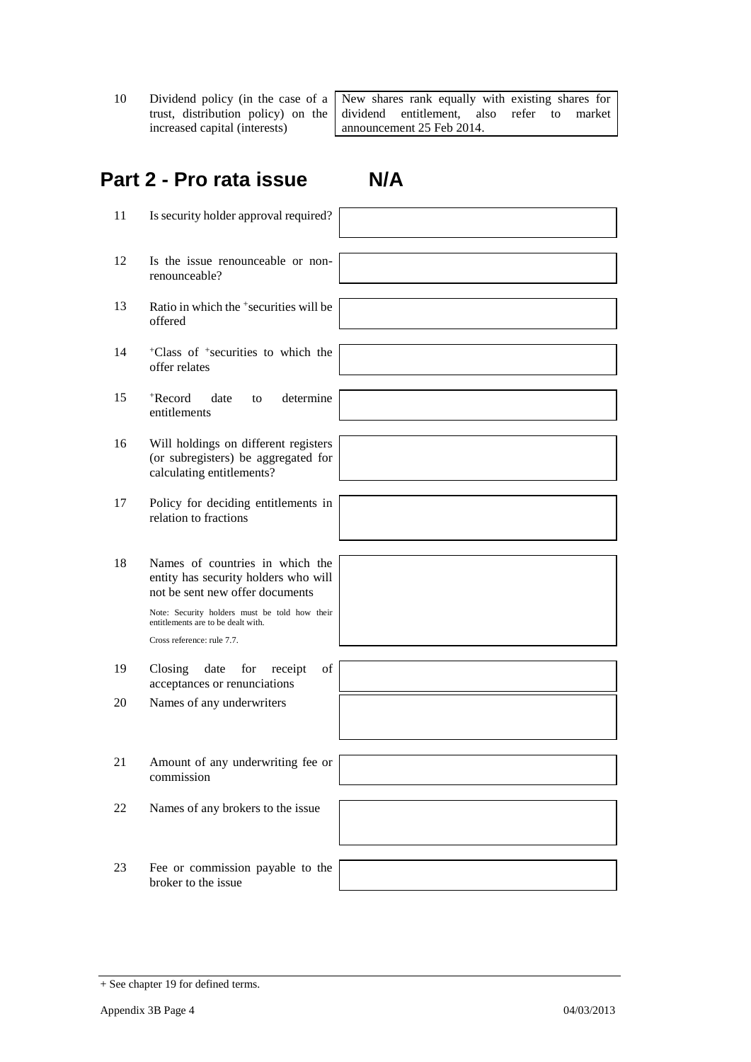| | | |
|---|---|---|
| 10 | Dividend policy (in the case of a trust, distribution policy) on the increased capital (interests) | New shares rank equally with existing shares for dividend entitlement, also refer to market announcement 25 Feb 2014. |

## Part 2 - Pro rata issue N/A

| | | |
|---|---|---|
| 11 | Is security holder approval required? | |
| 12 | Is the issue renounceable or non-renounceable? | |
| 13 | Ratio in which the +securities will be offered | |
| 14 | +Class of +securities to which the offer relates | |
| 15 | +Record date to determine entitlements | |
| 16 | Will holdings on different registers (or subregisters) be aggregated for calculating entitlements? | |
| 17 | Policy for deciding entitlements in relation to fractions | |
| 18 | Names of countries in which the entity has security holders who will not be sent new offer documents<br><br>Note: Security holders must be told how their entitlements are to be dealt with.<br><br>Cross reference: rule 7.7. | |
| 19 | Closing date for receipt of acceptances or renunciations | |
| 20 | Names of any underwriters | |
| 21 | Amount of any underwriting fee or commission | |
| 22 | Names of any brokers to the issue | |
| 23 | Fee or commission payable to the broker to the issue | |

+ See chapter 19 for defined terms.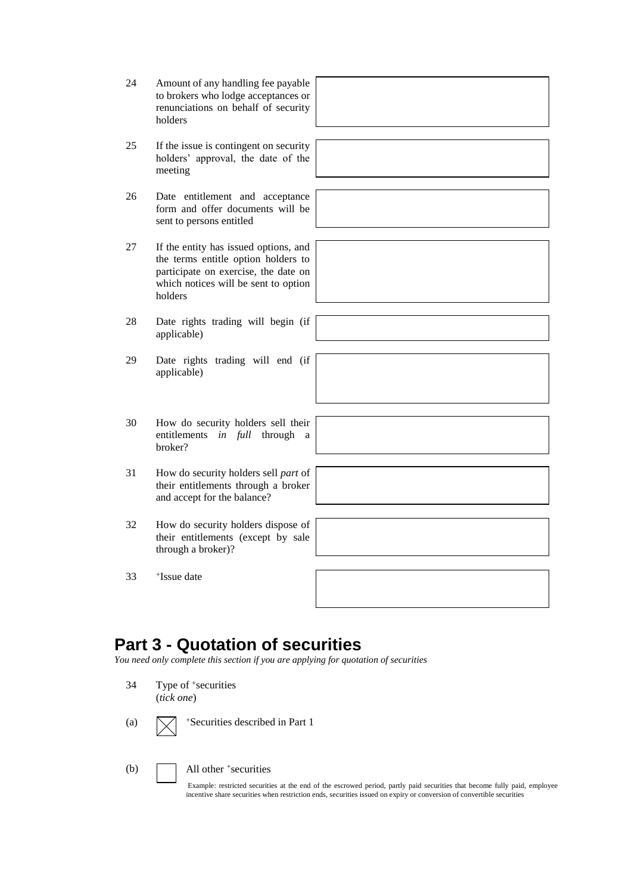| | | |
|---|---|---|
| 24 | Amount of any handling fee payable to brokers who lodge acceptances or renunciations on behalf of security holders | |
| 25 | If the issue is contingent on security holders' approval, the date of the meeting | |
| 26 | Date entitlement and acceptance form and offer documents will be sent to persons entitled | |
| 27 | If the entity has issued options, and the terms entitle option holders to participate on exercise, the date on which notices will be sent to option holders | |
| 28 | Date rights trading will begin (if applicable) | |
| 29 | Date rights trading will end (if applicable) | |
| 30 | How do security holders sell their entitlements *in full* through a broker? | |
| 31 | How do security holders sell *part* of their entitlements through a broker and accept for the balance? | |
| 32 | How do security holders dispose of their entitlements (except by sale through a broker)? | |
| 33 | +Issue date | |

## Part 3 - Quotation of securities

*You need only complete this section if you are applying for quotation of securities*

34 Type of +securities
(*tick one*)

(a) ☒ +Securities described in Part 1

(b) ☐ All other +securities

Example: restricted securities at the end of the escrowed period, partly paid securities that become fully paid, employee incentive share securities when restriction ends, securities issued on expiry or conversion of convertible securities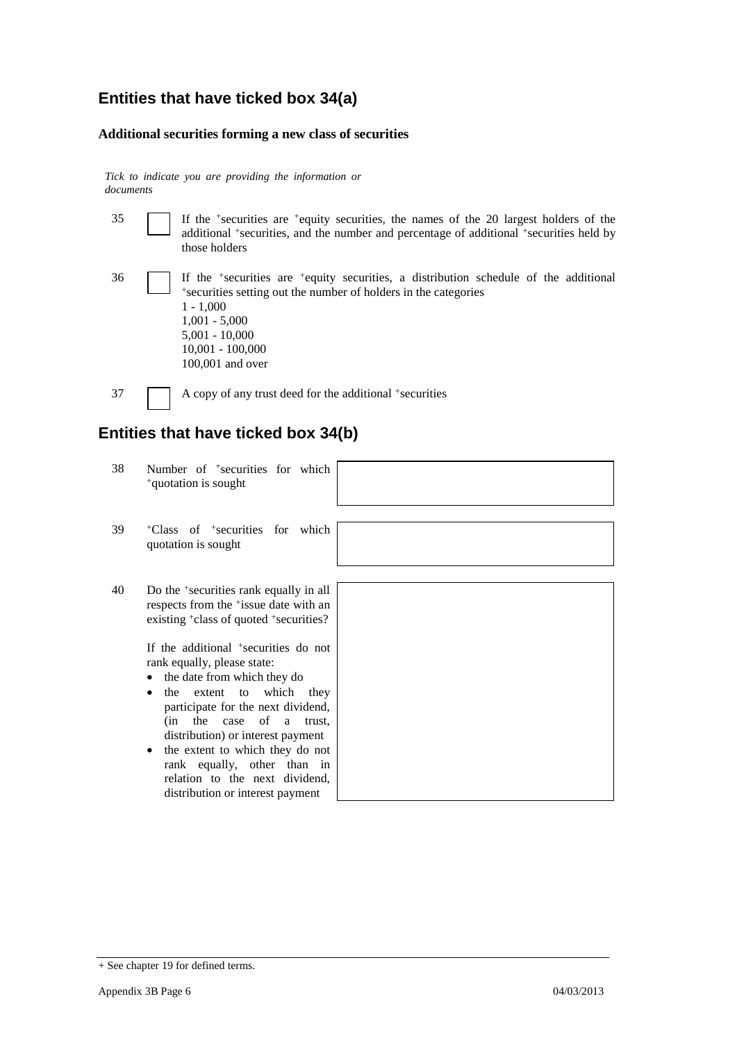## Entities that have ticked box 34(a)

**Additional securities forming a new class of securities**

*Tick to indicate you are providing the information or documents*

35 ☐ If the +securities are +equity securities, the names of the 20 largest holders of the additional +securities, and the number and percentage of additional +securities held by those holders

36 ☐ If the +securities are +equity securities, a distribution schedule of the additional +securities setting out the number of holders in the categories
1 - 1,000
1,001 - 5,000
5,001 - 10,000
10,001 - 100,000
100,001 and over

37 ☐ A copy of any trust deed for the additional +securities

## Entities that have ticked box 34(b)

| | | |
|---|---|---|
| 38 | Number of +securities for which +quotation is sought | |
| 39 | +Class of +securities for which quotation is sought | |
| 40 | Do the +securities rank equally in all respects from the +issue date with an existing +class of quoted +securities?<br><br>If the additional +securities do not rank equally, please state:<br>• the date from which they do<br>• the extent to which they participate for the next dividend, (in the case of a trust, distribution) or interest payment<br>• the extent to which they do not rank equally, other than in relation to the next dividend, distribution or interest payment | |

+ See chapter 19 for defined terms.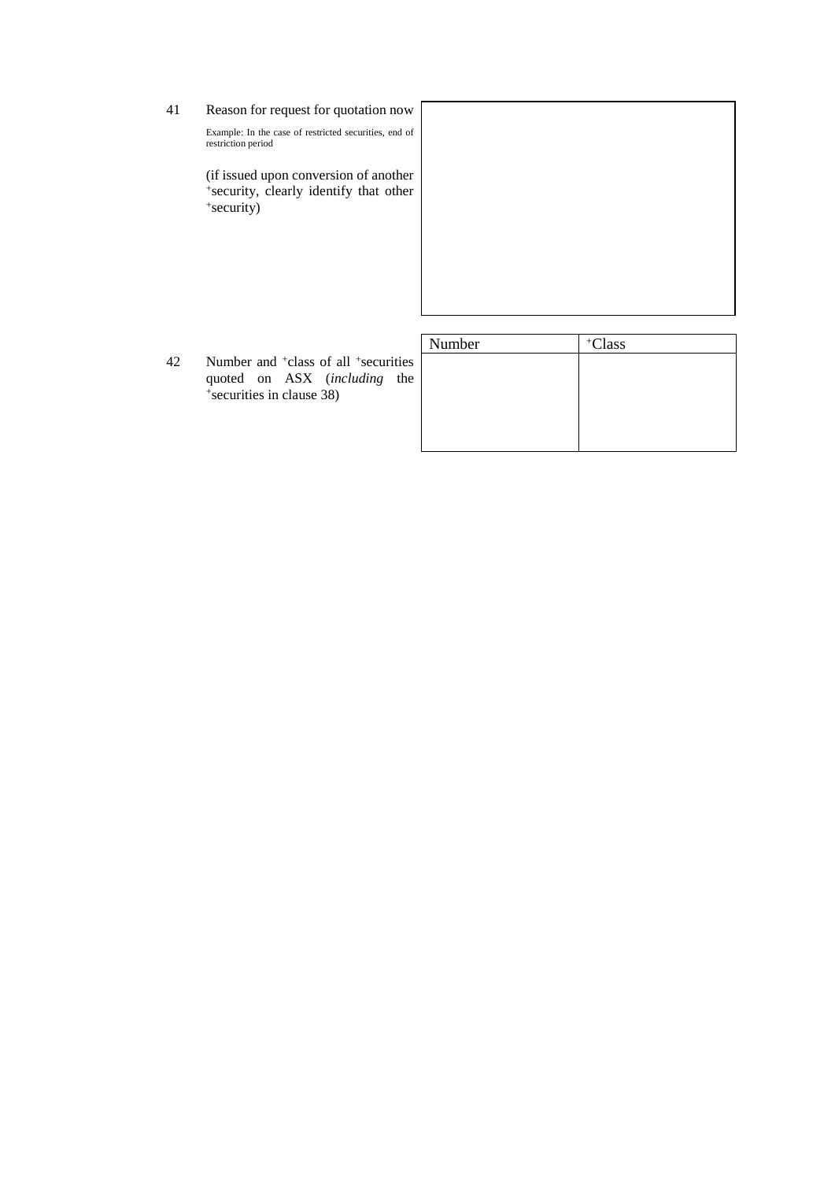41 Reason for request for quotation now

Example: In the case of restricted securities, end of restriction period

(if issued upon conversion of another +security, clearly identify that other +security)

| |
|---|
| |

42 Number and +class of all +securities quoted on ASX (*including* the +securities in clause 38)

| Number | +Class |
|---|---|
| | |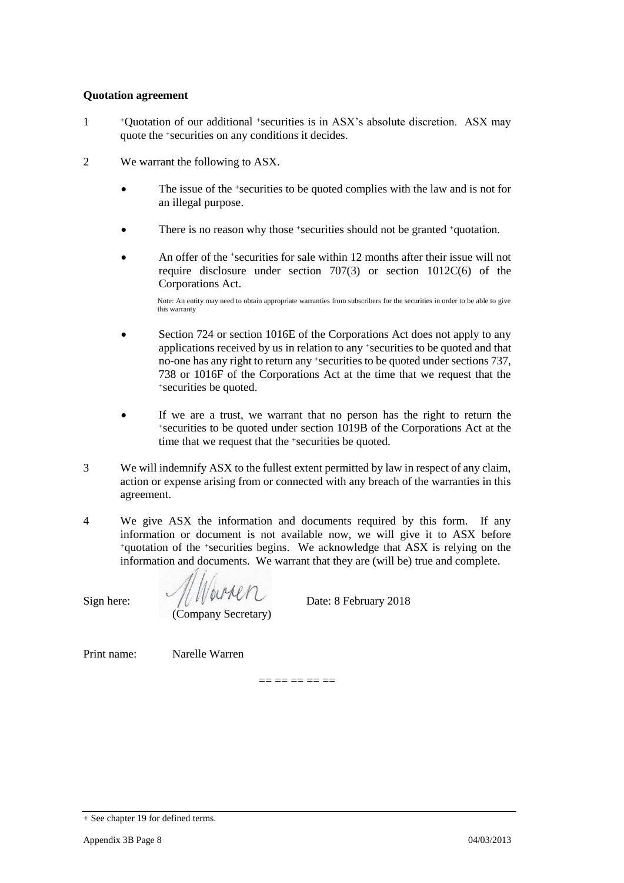**Quotation agreement**

1 +Quotation of our additional +securities is in ASX's absolute discretion. ASX may quote the +securities on any conditions it decides.

2 We warrant the following to ASX.

- The issue of the +securities to be quoted complies with the law and is not for an illegal purpose.
- There is no reason why those +securities should not be granted +quotation.
- An offer of the +securities for sale within 12 months after their issue will not require disclosure under section 707(3) or section 1012C(6) of the Corporations Act.

  Note: An entity may need to obtain appropriate warranties from subscribers for the securities in order to be able to give this warranty

- Section 724 or section 1016E of the Corporations Act does not apply to any applications received by us in relation to any +securities to be quoted and that no-one has any right to return any +securities to be quoted under sections 737, 738 or 1016F of the Corporations Act at the time that we request that the +securities be quoted.
- If we are a trust, we warrant that no person has the right to return the +securities to be quoted under section 1019B of the Corporations Act at the time that we request that the +securities be quoted.

3 We will indemnify ASX to the fullest extent permitted by law in respect of any claim, action or expense arising from or connected with any breach of the warranties in this agreement.

4 We give ASX the information and documents required by this form. If any information or document is not available now, we will give it to ASX before +quotation of the +securities begins. We acknowledge that ASX is relying on the information and documents. We warrant that they are (will be) true and complete.

Sign here: N Warren (Company Secretary) Date: 8 February 2018

Print name: Narelle Warren

== == == == ==

+ See chapter 19 for defined terms.